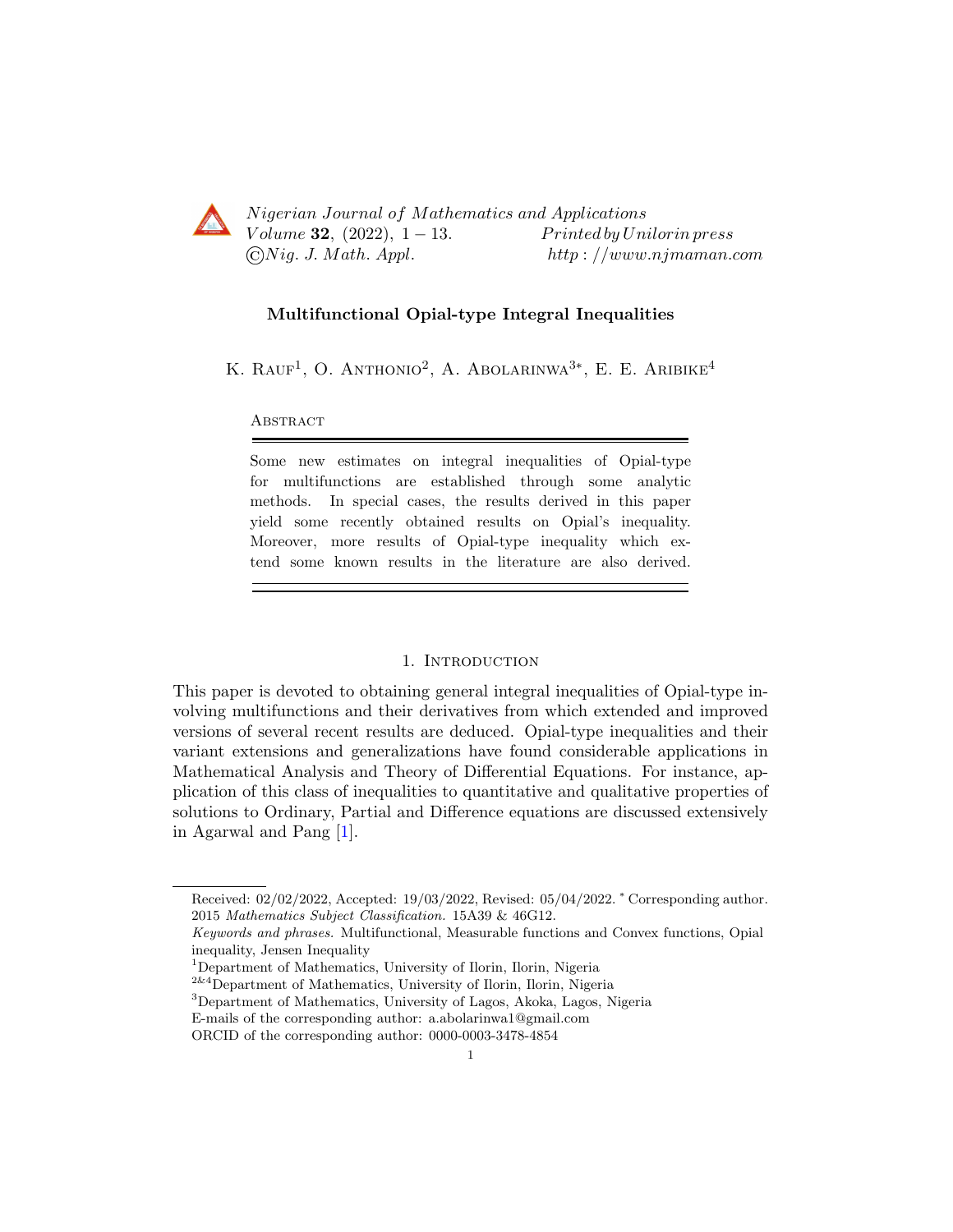# Multifunctional Opial-type Integral Inequalities

K. Rauf[1], O. Anthonio[2], A. Abolarinwa[3*], E. E. Aribike[4]

**Abstract**

Some new estimates on integral inequalities of Opial-type for multifunctions are established through some analytic methods. In special cases, the results derived in this paper yield some recently obtained results on Opial's inequality. Moreover, more results of Opial-type inequality which extend some known results in the literature are also derived.

## 1. Introduction

This paper is devoted to obtaining general integral inequalities of Opial-type involving multifunctions and their derivatives from which extended and improved versions of several recent results are deduced. Opial-type inequalities and their variant extensions and generalizations have found considerable applications in Mathematical Analysis and Theory of Differential Equations. For instance, application of this class of inequalities to quantitative and qualitative properties of solutions to Ordinary, Partial and Difference equations are discussed extensively in Agarwal and Pang [1].

---

Received: 02/02/2022, Accepted: 19/03/2022, Revised: 05/04/2022. * Corresponding author.
2015 *Mathematics Subject Classification.* 15A39 & 46G12.

*Keywords and phrases.* Multifunctional, Measurable functions and Convex functions, Opial inequality, Jensen Inequality

[1]Department of Mathematics, University of Ilorin, Ilorin, Nigeria

[2&4]Department of Mathematics, University of Ilorin, Ilorin, Nigeria

[3]Department of Mathematics, University of Lagos, Akoka, Lagos, Nigeria

E-mails of the corresponding author: a.abolarinwa1@gmail.com

ORCID of the corresponding author: 0000-0003-3478-4854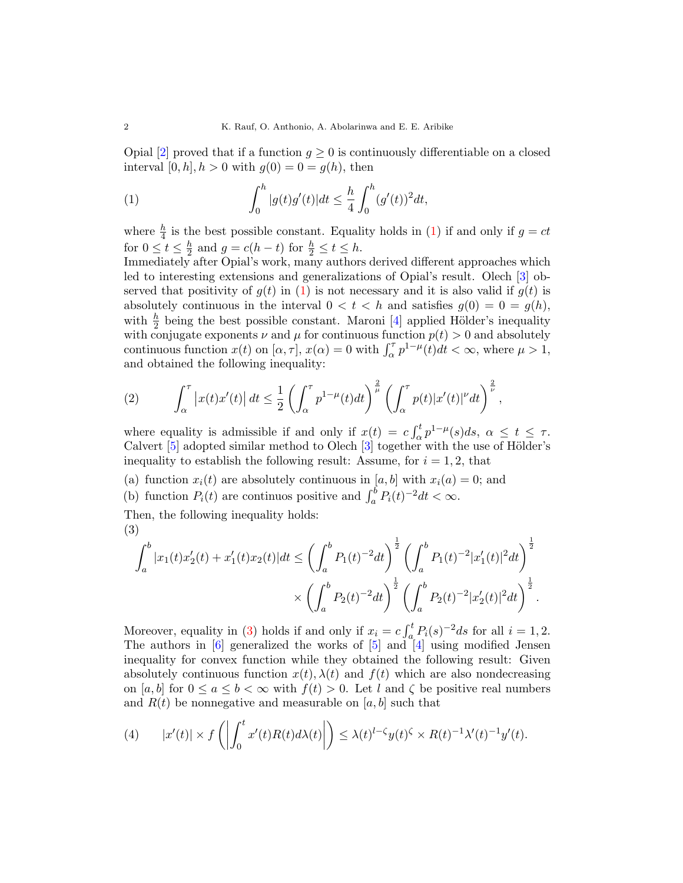Opial [2] proved that if a function $g \geq 0$ is continuously differentiable on a closed interval $[0, h], h > 0$ with $g(0) = 0 = g(h)$, then

$$\int_0^h |g(t)g'(t)|dt \leq \frac{h}{4}\int_0^h (g'(t))^2 dt, \tag{1}$$

where $\frac{h}{4}$ is the best possible constant. Equality holds in (1) if and only if $g = ct$ for $0 \leq t \leq \frac{h}{2}$ and $g = c(h-t)$ for $\frac{h}{2} \leq t \leq h$.

Immediately after Opial's work, many authors derived different approaches which led to interesting extensions and generalizations of Opial's result. Olech [3] observed that positivity of $g(t)$ in (1) is not necessary and it is also valid if $g(t)$ is absolutely continuous in the interval $0 < t < h$ and satisfies $g(0) = 0 = g(h)$, with $\frac{h}{2}$ being the best possible constant. Maroni [4] applied Hölder's inequality with conjugate exponents $\nu$ and $\mu$ for continuous function $p(t) > 0$ and absolutely continuous function $x(t)$ on $[\alpha, \tau]$, $x(\alpha) = 0$ with $\int_\alpha^\tau p^{1-\mu}(t)dt < \infty$, where $\mu > 1$, and obtained the following inequality:

$$\int_\alpha^\tau \left|x(t)x'(t)\right| dt \leq \frac{1}{2}\left(\int_\alpha^\tau p^{1-\mu}(t)dt\right)^{\frac{2}{\mu}}\left(\int_\alpha^\tau p(t)|x'(t)|^\nu dt\right)^{\frac{2}{\nu}}, \tag{2}$$

where equality is admissible if and only if $x(t) = c\int_\alpha^t p^{1-\mu}(s)ds$, $\alpha \leq t \leq \tau$. Calvert [5] adopted similar method to Olech [3] together with the use of Hölder's inequality to establish the following result: Assume, for $i = 1, 2$, that

(a) function $x_i(t)$ are absolutely continuous in $[a, b]$ with $x_i(a) = 0$; and
(b) function $P_i(t)$ are continuos positive and $\int_a^b P_i(t)^{-2}dt < \infty$.

Then, the following inequality holds:

$$\begin{aligned}\int_a^b |x_1(t)x_2'(t) + x_1'(t)x_2(t)|dt \leq &\left(\int_a^b P_1(t)^{-2}dt\right)^{\frac{1}{2}}\left(\int_a^b P_1(t)^{-2}|x_1'(t)|^2 dt\right)^{\frac{1}{2}} \\ &\times\left(\int_a^b P_2(t)^{-2}dt\right)^{\frac{1}{2}}\left(\int_a^b P_2(t)^{-2}|x_2'(t)|^2 dt\right)^{\frac{1}{2}}.\end{aligned} \tag{3}$$

Moreover, equality in (3) holds if and only if $x_i = c\int_a^t P_i(s)^{-2}ds$ for all $i = 1, 2$. The authors in [6] generalized the works of [5] and [4] using modified Jensen inequality for convex function while they obtained the following result: Given absolutely continuous function $x(t), \lambda(t)$ and $f(t)$ which are also nondecreasing on $[a, b]$ for $0 \leq a \leq b < \infty$ with $f(t) > 0$. Let $l$ and $\zeta$ be positive real numbers and $R(t)$ be nonnegative and measurable on $[a, b]$ such that

$$|x'(t)| \times f\left(\left|\int_0^t x'(t)R(t)d\lambda(t)\right|\right) \leq \lambda(t)^{l-\zeta}y(t)^\zeta \times R(t)^{-1}\lambda'(t)^{-1}y'(t). \tag{4}$$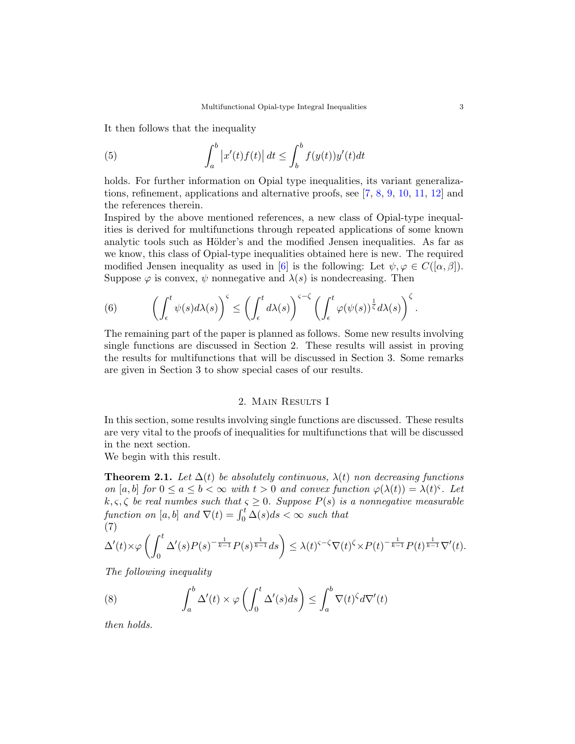It then follows that the inequality

$$\int_a^b \left|x'(t)f(t)\right| dt \leq \int_b^b f(y(t))y'(t)dt \tag{5}$$

holds. For further information on Opial type inequalities, its variant generalizations, refinement, applications and alternative proofs, see [7, 8, 9, 10, 11, 12] and the references therein.
Inspired by the above mentioned references, a new class of Opial-type inequalities is derived for multifunctions through repeated applications of some known analytic tools such as Hölder's and the modified Jensen inequalities. As far as we know, this class of Opial-type inequalities obtained here is new. The required modified Jensen inequality as used in [6] is the following: Let $\psi, \varphi \in C([\alpha, \beta])$. Suppose $\varphi$ is convex, $\psi$ nonnegative and $\lambda(s)$ is nondecreasing. Then

$$\left(\int_\epsilon^t \psi(s)d\lambda(s)\right)^\varsigma \leq \left(\int_\epsilon^t d\lambda(s)\right)^{\varsigma-\zeta} \left(\int_\epsilon^t \varphi(\psi(s))^{\frac{1}{\zeta}} d\lambda(s)\right)^\zeta. \tag{6}$$

The remaining part of the paper is planned as follows. Some new results involving single functions are discussed in Section 2. These results will assist in proving the results for multifunctions that will be discussed in Section 3. Some remarks are given in Section 3 to show special cases of our results.

## 2. Main Results I

In this section, some results involving single functions are discussed. These results are very vital to the proofs of inequalities for multifunctions that will be discussed in the next section.
We begin with this result.

**Theorem 2.1.** *Let $\Delta(t)$ be absolutely continuous, $\lambda(t)$ non decreasing functions on $[a, b]$ for $0 \leq a \leq b < \infty$ with $t > 0$ and convex function $\varphi(\lambda(t)) = \lambda(t)^\varsigma$. Let $k, \varsigma, \zeta$ be real numbes such that $\varsigma \geq 0$. Suppose $P(s)$ is a nonnegative measurable function on $[a, b]$ and $\nabla(t) = \int_0^t \Delta(s)ds < \infty$ such that*

$$\Delta'(t) \times \varphi\left(\int_0^t \Delta'(s)P(s)^{-\frac{1}{k-1}}P(s)^{\frac{1}{k-1}}ds\right) \leq \lambda(t)^{\varsigma-\zeta}\nabla(t)^\zeta \times P(t)^{-\frac{1}{k-1}}P(t)^{\frac{1}{k-1}}\nabla'(t). \tag{7}$$

*The following inequality*

$$\int_a^b \Delta'(t) \times \varphi\left(\int_0^t \Delta'(s)ds\right) \leq \int_a^b \nabla(t)^\zeta d\nabla'(t) \tag{8}$$

*then holds.*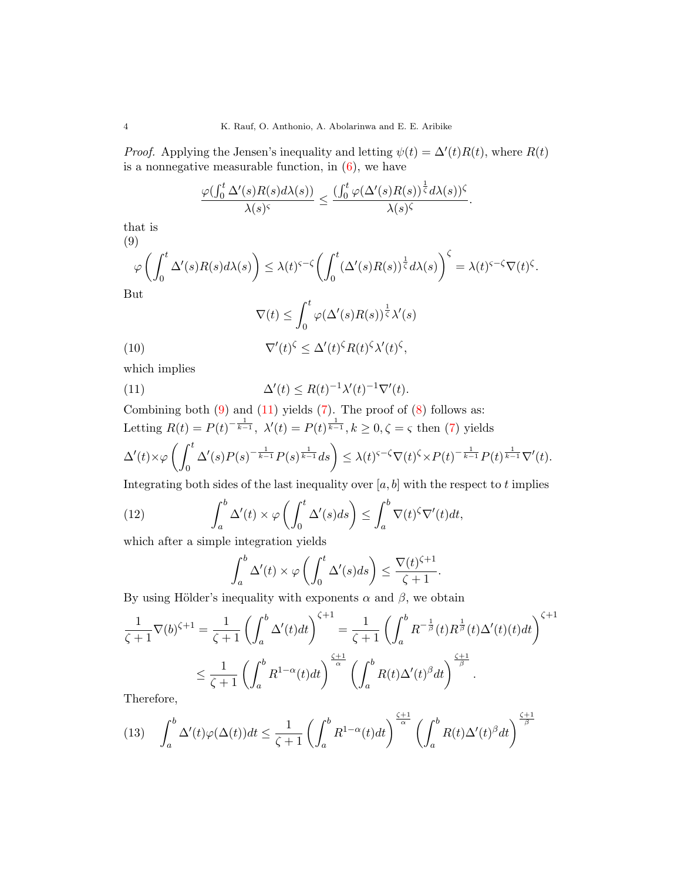*Proof.* Applying the Jensen's inequality and letting $\psi(t) = \Delta'(t)R(t)$, where $R(t)$ is a nonnegative measurable function, in (6), we have

$$\frac{\varphi(\int_0^t \Delta'(s)R(s)d\lambda(s))}{\lambda(s)^{\varsigma}} \leq \frac{(\int_0^t \varphi(\Delta'(s)R(s))^{\frac{1}{\zeta}} d\lambda(s))^{\zeta}}{\lambda(s)^{\zeta}}.$$

that is

$$\varphi\left(\int_0^t \Delta'(s)R(s)d\lambda(s)\right) \leq \lambda(t)^{\varsigma-\zeta}\left(\int_0^t (\Delta'(s)R(s))^{\frac{1}{\zeta}} d\lambda(s)\right)^{\zeta} = \lambda(t)^{\varsigma-\zeta}\nabla(t)^{\zeta}. \tag{9}$$

But

$$\nabla(t) \leq \int_0^t \varphi(\Delta'(s)R(s))^{\frac{1}{\zeta}}\lambda'(s)$$

$$\nabla'(t)^{\zeta} \leq \Delta'(t)^{\zeta}R(t)^{\zeta}\lambda'(t)^{\zeta}, \tag{10}$$

which implies

$$\Delta'(t) \leq R(t)^{-1}\lambda'(t)^{-1}\nabla'(t). \tag{11}$$

Combining both (9) and (11) yields (7). The proof of (8) follows as:
Letting $R(t) = P(t)^{-\frac{1}{k-1}},\ \lambda'(t) = P(t)^{\frac{1}{k-1}}, k \geq 0, \zeta = \varsigma$ then (7) yields

$$\Delta'(t)\times\varphi\left(\int_0^t \Delta'(s)P(s)^{-\frac{1}{k-1}}P(s)^{\frac{1}{k-1}}ds\right) \leq \lambda(t)^{\varsigma-\zeta}\nabla(t)^{\zeta}\times P(t)^{-\frac{1}{k-1}}P(t)^{\frac{1}{k-1}}\nabla'(t).$$

Integrating both sides of the last inequality over $[a, b]$ with the respect to $t$ implies

$$\int_a^b \Delta'(t)\times\varphi\left(\int_0^t \Delta'(s)ds\right) \leq \int_a^b \nabla(t)^{\zeta}\nabla'(t)dt, \tag{12}$$

which after a simple integration yields

$$\int_a^b \Delta'(t)\times\varphi\left(\int_0^t \Delta'(s)ds\right) \leq \frac{\nabla(t)^{\zeta+1}}{\zeta+1}.$$

By using Hölder's inequality with exponents $\alpha$ and $\beta$, we obtain

$$\frac{1}{\zeta+1}\nabla(b)^{\zeta+1} = \frac{1}{\zeta+1}\left(\int_a^b \Delta'(t)dt\right)^{\zeta+1} = \frac{1}{\zeta+1}\left(\int_a^b R^{-\frac{1}{\beta}}(t)R^{\frac{1}{\beta}}(t)\Delta'(t)(t)dt\right)^{\zeta+1}$$

$$\leq \frac{1}{\zeta+1}\left(\int_a^b R^{1-\alpha}(t)dt\right)^{\frac{\zeta+1}{\alpha}}\left(\int_a^b R(t)\Delta'(t)^{\beta}dt\right)^{\frac{\zeta+1}{\beta}}.$$

Therefore,

$$\int_a^b \Delta'(t)\varphi(\Delta(t))dt \leq \frac{1}{\zeta+1}\left(\int_a^b R^{1-\alpha}(t)dt\right)^{\frac{\zeta+1}{\alpha}}\left(\int_a^b R(t)\Delta'(t)^{\beta}dt\right)^{\frac{\zeta+1}{\beta}} \tag{13}$$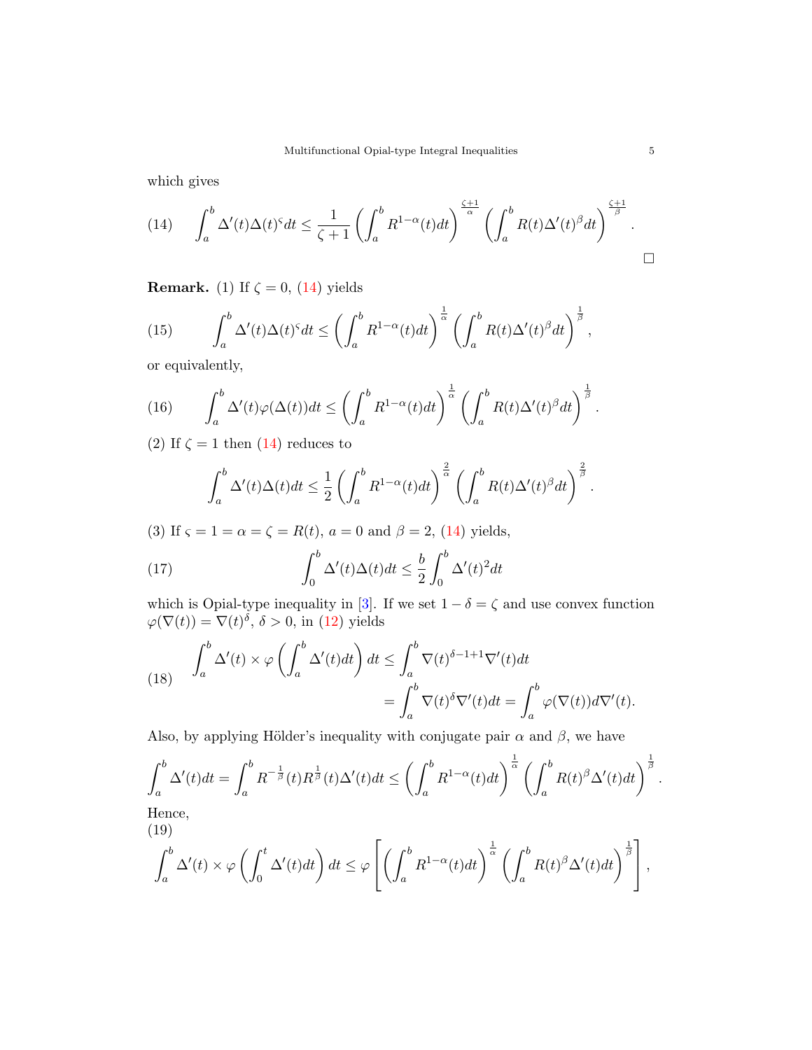which gives

$$
\int_a^b \Delta'(t)\Delta(t)^{\varsigma} dt \leq \frac{1}{\zeta+1}\left(\int_a^b R^{1-\alpha}(t)dt\right)^{\frac{\zeta+1}{\alpha}}\left(\int_a^b R(t)\Delta'(t)^{\beta}dt\right)^{\frac{\zeta+1}{\beta}}. \tag{14}
$$

□

**Remark.** (1) If $\zeta = 0$, (14) yields

$$
\int_a^b \Delta'(t)\Delta(t)^{\varsigma} dt \leq \left(\int_a^b R^{1-\alpha}(t)dt\right)^{\frac{1}{\alpha}}\left(\int_a^b R(t)\Delta'(t)^{\beta}dt\right)^{\frac{1}{\beta}}, \tag{15}
$$

or equivalently,

$$
\int_a^b \Delta'(t)\varphi(\Delta(t))dt \leq \left(\int_a^b R^{1-\alpha}(t)dt\right)^{\frac{1}{\alpha}}\left(\int_a^b R(t)\Delta'(t)^{\beta}dt\right)^{\frac{1}{\beta}}. \tag{16}
$$

(2) If $\zeta = 1$ then (14) reduces to

$$
\int_a^b \Delta'(t)\Delta(t)dt \leq \frac{1}{2}\left(\int_a^b R^{1-\alpha}(t)dt\right)^{\frac{2}{\alpha}}\left(\int_a^b R(t)\Delta'(t)^{\beta}dt\right)^{\frac{2}{\beta}}.
$$

(3) If $\varsigma = 1 = \alpha = \zeta = R(t)$, $a = 0$ and $\beta = 2$, (14) yields,

$$
\int_0^b \Delta'(t)\Delta(t)dt \leq \frac{b}{2}\int_0^b \Delta'(t)^2 dt \tag{17}
$$

which is Opial-type inequality in [3]. If we set $1-\delta = \zeta$ and use convex function $\varphi(\nabla(t)) = \nabla(t)^{\delta}$, $\delta > 0$, in (12) yields

$$
\begin{aligned}
\int_a^b \Delta'(t) \times \varphi\left(\int_a^b \Delta'(t)dt\right)dt &\leq \int_a^b \nabla(t)^{\delta-1+1}\nabla'(t)dt \\
&= \int_a^b \nabla(t)^{\delta}\nabla'(t)dt = \int_a^b \varphi(\nabla(t))d\nabla'(t).
\end{aligned} \tag{18}
$$

Also, by applying Hölder's inequality with conjugate pair $\alpha$ and $\beta$, we have

$$
\int_a^b \Delta'(t)dt = \int_a^b R^{-\frac{1}{\beta}}(t)R^{\frac{1}{\beta}}(t)\Delta'(t)dt \leq \left(\int_a^b R^{1-\alpha}(t)dt\right)^{\frac{1}{\alpha}}\left(\int_a^b R(t)^{\beta}\Delta'(t)dt\right)^{\frac{1}{\beta}}.
$$

Hence,

$$
\int_a^b \Delta'(t) \times \varphi\left(\int_0^t \Delta'(t)dt\right)dt \leq \varphi\left[\left(\int_a^b R^{1-\alpha}(t)dt\right)^{\frac{1}{\alpha}}\left(\int_a^b R(t)^{\beta}\Delta'(t)dt\right)^{\frac{1}{\beta}}\right], \tag{19}
$$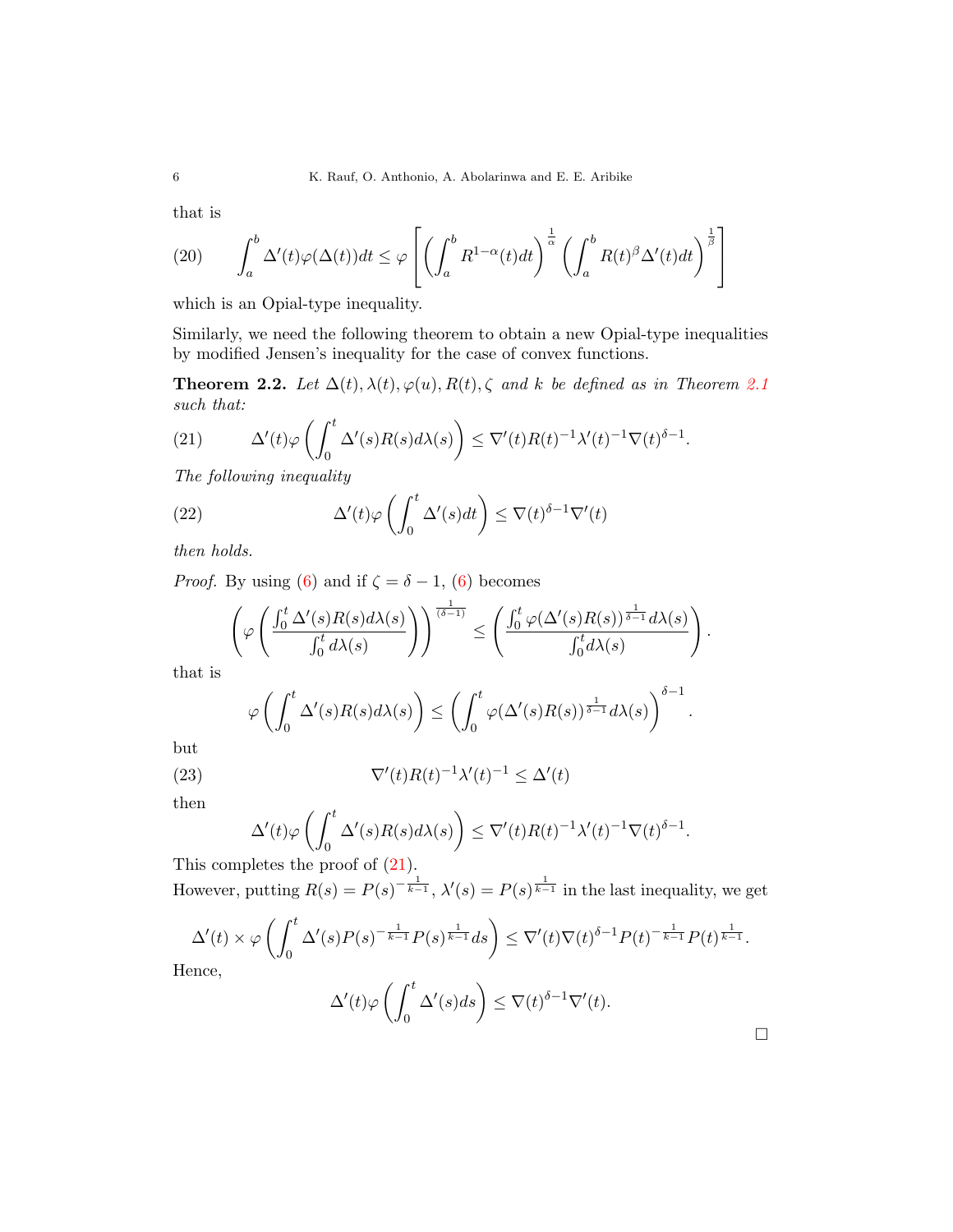that is

$$
(20) \qquad \int_a^b \Delta'(t)\varphi(\Delta(t))dt \leq \varphi\left[\left(\int_a^b R^{1-\alpha}(t)dt\right)^{\frac{1}{\alpha}}\left(\int_a^b R(t)^{\beta}\Delta'(t)dt\right)^{\frac{1}{\beta}}\right]
$$

which is an Opial-type inequality.

Similarly, we need the following theorem to obtain a new Opial-type inequalities by modified Jensen's inequality for the case of convex functions.

**Theorem 2.2.** *Let $\Delta(t), \lambda(t), \varphi(u), R(t), \zeta$ and $k$ be defined as in Theorem 2.1 such that:*

$$
(21) \qquad \Delta'(t)\varphi\left(\int_0^t \Delta'(s)R(s)d\lambda(s)\right) \leq \nabla'(t)R(t)^{-1}\lambda'(t)^{-1}\nabla(t)^{\delta-1}.
$$

*The following inequality*

$$
(22) \qquad \Delta'(t)\varphi\left(\int_0^t \Delta'(s)dt\right) \leq \nabla(t)^{\delta-1}\nabla'(t)
$$

*then holds.*

*Proof.* By using (6) and if $\zeta = \delta - 1$, (6) becomes

$$
\left(\varphi\left(\frac{\int_0^t \Delta'(s)R(s)d\lambda(s)}{\int_0^t d\lambda(s)}\right)\right)^{\frac{1}{(\delta-1)}} \leq \left(\frac{\int_0^t \varphi(\Delta'(s)R(s))^{\frac{1}{\delta-1}}d\lambda(s)}{\int_0^t d\lambda(s)}\right).
$$

that is

$$
\varphi\left(\int_0^t \Delta'(s)R(s)d\lambda(s)\right) \leq \left(\int_0^t \varphi(\Delta'(s)R(s))^{\frac{1}{\delta-1}}d\lambda(s)\right)^{\delta-1}.
$$

but

$$
(23) \qquad \nabla'(t)R(t)^{-1}\lambda'(t)^{-1} \leq \Delta'(t)
$$

then

$$
\Delta'(t)\varphi\left(\int_0^t \Delta'(s)R(s)d\lambda(s)\right) \leq \nabla'(t)R(t)^{-1}\lambda'(t)^{-1}\nabla(t)^{\delta-1}.
$$

This completes the proof of (21).

However, putting $R(s) = P(s)^{-\frac{1}{k-1}}$, $\lambda'(s) = P(s)^{\frac{1}{k-1}}$ in the last inequality, we get

$$
\Delta'(t) \times \varphi\left(\int_0^t \Delta'(s)P(s)^{-\frac{1}{k-1}}P(s)^{\frac{1}{k-1}}ds\right) \leq \nabla'(t)\nabla(t)^{\delta-1}P(t)^{-\frac{1}{k-1}}P(t)^{\frac{1}{k-1}}.
$$

Hence,

$$
\Delta'(t)\varphi\left(\int_0^t \Delta'(s)ds\right) \leq \nabla(t)^{\delta-1}\nabla'(t).
$$

□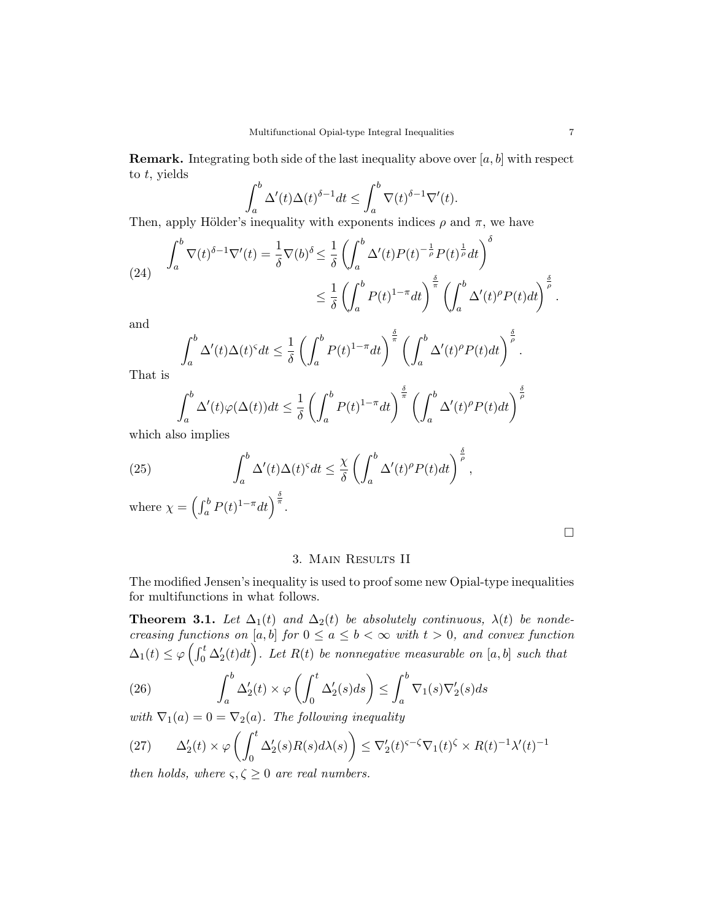**Remark.** Integrating both side of the last inequality above over $[a, b]$ with respect to $t$, yields

$$\int_a^b \Delta'(t)\Delta(t)^{\delta-1}dt \le \int_a^b \nabla(t)^{\delta-1}\nabla'(t).$$

Then, apply Hölder's inequality with exponents indices $\rho$ and $\pi$, we have

$$\begin{aligned}\int_a^b \nabla(t)^{\delta-1}\nabla'(t) = \frac{1}{\delta}\nabla(b)^\delta &\le \frac{1}{\delta}\left(\int_a^b \Delta'(t)P(t)^{-\frac{1}{\rho}}P(t)^{\frac{1}{\rho}}dt\right)^\delta \\ &\le \frac{1}{\delta}\left(\int_a^b P(t)^{1-\pi}dt\right)^{\frac{\delta}{\pi}}\left(\int_a^b \Delta'(t)^\rho P(t)dt\right)^{\frac{\delta}{\rho}}.\end{aligned} \tag{24}$$

and

$$\int_a^b \Delta'(t)\Delta(t)^\varsigma dt \le \frac{1}{\delta}\left(\int_a^b P(t)^{1-\pi}dt\right)^{\frac{\delta}{\pi}}\left(\int_a^b \Delta'(t)^\rho P(t)dt\right)^{\frac{\delta}{\rho}}.$$

That is

$$\int_a^b \Delta'(t)\varphi(\Delta(t))dt \le \frac{1}{\delta}\left(\int_a^b P(t)^{1-\pi}dt\right)^{\frac{\delta}{\pi}}\left(\int_a^b \Delta'(t)^\rho P(t)dt\right)^{\frac{\delta}{\rho}}$$

which also implies

$$\int_a^b \Delta'(t)\Delta(t)^\varsigma dt \le \frac{\chi}{\delta}\left(\int_a^b \Delta'(t)^\rho P(t)dt\right)^{\frac{\delta}{\rho}}, \tag{25}$$

where $\chi = \left(\int_a^b P(t)^{1-\pi}dt\right)^{\frac{\delta}{\pi}}$.

□

## 3. Main Results II

The modified Jensen's inequality is used to proof some new Opial-type inequalities for multifunctions in what follows.

**Theorem 3.1.** *Let $\Delta_1(t)$ and $\Delta_2(t)$ be absolutely continuous, $\lambda(t)$ be nondecreasing functions on $[a, b]$ for $0 \le a \le b < \infty$ with $t > 0$, and convex function $\Delta_1(t) \le \varphi\left(\int_0^t \Delta_2'(t)dt\right)$. Let $R(t)$ be nonnegative measurable on $[a, b]$ such that*

$$\int_a^b \Delta_2'(t) \times \varphi\left(\int_0^t \Delta_2'(s)ds\right) \le \int_a^b \nabla_1(s)\nabla_2'(s)ds \tag{26}$$

*with $\nabla_1(a) = 0 = \nabla_2(a)$. The following inequality*

$$\Delta_2'(t) \times \varphi\left(\int_0^t \Delta_2'(s)R(s)d\lambda(s)\right) \le \nabla_2'(t)^{\varsigma-\zeta}\nabla_1(t)^\zeta \times R(t)^{-1}\lambda'(t)^{-1} \tag{27}$$

*then holds, where $\varsigma, \zeta \ge 0$ are real numbers.*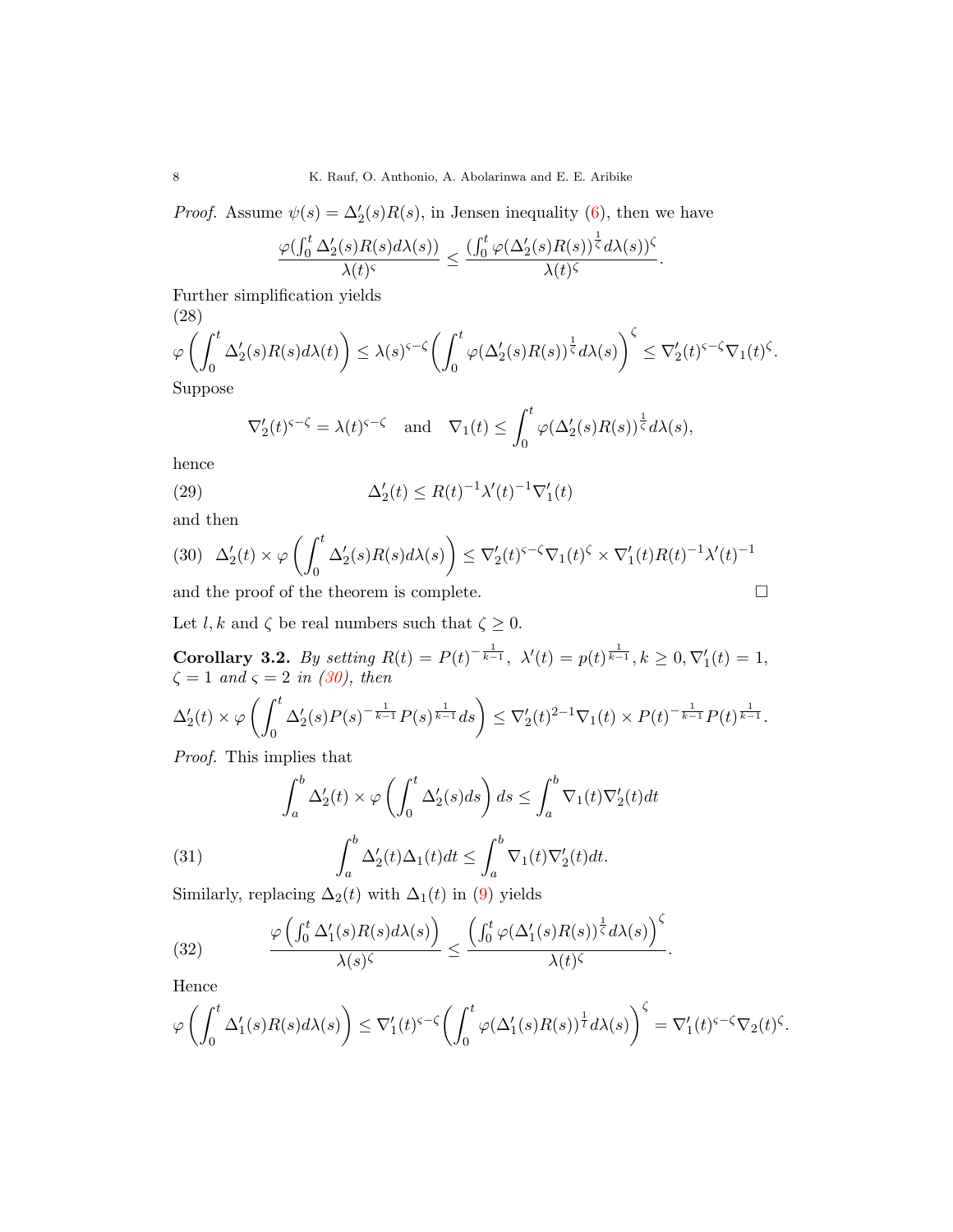*Proof.* Assume $\psi(s) = \Delta_2'(s)R(s)$, in Jensen inequality (6), then we have

$$\frac{\varphi(\int_0^t \Delta_2'(s)R(s)d\lambda(s))}{\lambda(t)^{\varsigma}} \leq \frac{(\int_0^t \varphi(\Delta_2'(s)R(s))^{\frac{1}{\zeta}}d\lambda(s))^{\zeta}}{\lambda(t)^{\zeta}}.$$

Further simplification yields

(28)
$$\varphi\left(\int_0^t \Delta_2'(s)R(s)d\lambda(t)\right) \leq \lambda(s)^{\varsigma-\zeta}\left(\int_0^t \varphi(\Delta_2'(s)R(s))^{\frac{1}{\zeta}}d\lambda(s)\right)^{\zeta} \leq \nabla_2'(t)^{\varsigma-\zeta}\nabla_1(t)^{\zeta}.$$

Suppose

$$\nabla_2'(t)^{\varsigma-\zeta} = \lambda(t)^{\varsigma-\zeta} \quad \text{and} \quad \nabla_1(t) \leq \int_0^t \varphi(\Delta_2'(s)R(s))^{\frac{1}{\zeta}}d\lambda(s),$$

hence

$$\Delta_2'(t) \leq R(t)^{-1}\lambda'(t)^{-1}\nabla_1'(t) \tag{29}$$

and then

$$\Delta_2'(t) \times \varphi\left(\int_0^t \Delta_2'(s)R(s)d\lambda(s)\right) \leq \nabla_2'(t)^{\varsigma-\zeta}\nabla_1(t)^{\zeta} \times \nabla_1'(t)R(t)^{-1}\lambda'(t)^{-1} \tag{30}$$

and the proof of the theorem is complete. □

Let $l, k$ and $\zeta$ be real numbers such that $\zeta \geq 0$.

**Corollary 3.2.** *By setting $R(t) = P(t)^{-\frac{1}{k-1}}$, $\lambda'(t) = p(t)^{\frac{1}{k-1}}, k \geq 0, \nabla_1'(t) = 1$, $\zeta = 1$ and $\varsigma = 2$ in (30), then*

$$\Delta_2'(t) \times \varphi\left(\int_0^t \Delta_2'(s)P(s)^{-\frac{1}{k-1}}P(s)^{\frac{1}{k-1}}ds\right) \leq \nabla_2'(t)^{2-1}\nabla_1(t) \times P(t)^{-\frac{1}{k-1}}P(t)^{\frac{1}{k-1}}.$$

*Proof.* This implies that

$$\int_a^b \Delta_2'(t) \times \varphi\left(\int_0^t \Delta_2'(s)ds\right)ds \leq \int_a^b \nabla_1(t)\nabla_2'(t)dt$$

$$\int_a^b \Delta_2'(t)\Delta_1(t)dt \leq \int_a^b \nabla_1(t)\nabla_2'(t)dt. \tag{31}$$

Similarly, replacing $\Delta_2(t)$ with $\Delta_1(t)$ in (9) yields

$$\frac{\varphi\left(\int_0^t \Delta_1'(s)R(s)d\lambda(s)\right)}{\lambda(s)^{\varsigma}} \leq \frac{\left(\int_0^t \varphi(\Delta_1'(s)R(s))^{\frac{1}{\zeta}}d\lambda(s)\right)^{\zeta}}{\lambda(t)^{\zeta}}. \tag{32}$$

Hence

$$\varphi\left(\int_0^t \Delta_1'(s)R(s)d\lambda(s)\right) \leq \nabla_1'(t)^{\varsigma-\zeta}\left(\int_0^t \varphi(\Delta_1'(s)R(s))^{\frac{1}{l}}d\lambda(s)\right)^{\zeta} = \nabla_1'(t)^{\varsigma-\zeta}\nabla_2(t)^{\zeta}.$$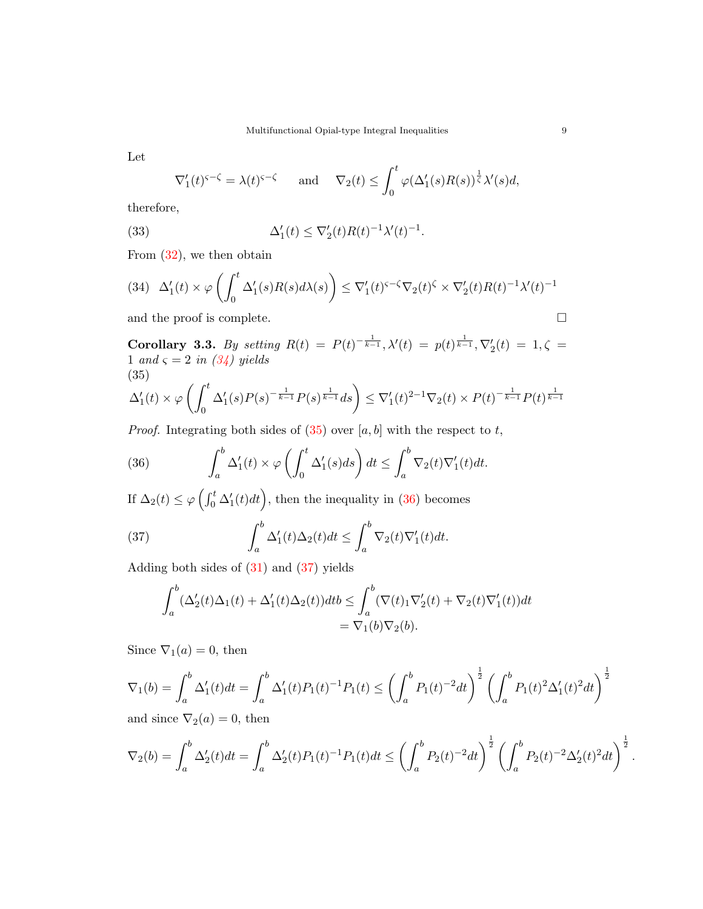Let

$$\nabla_1'(t)^{\varsigma-\zeta} = \lambda(t)^{\varsigma-\zeta} \qquad \text{and} \qquad \nabla_2(t) \leq \int_0^t \varphi(\Delta_1'(s)R(s))^{\frac{1}{\zeta}}\lambda'(s)d,$$

therefore,

$$\Delta_1'(t) \leq \nabla_2'(t)R(t)^{-1}\lambda'(t)^{-1}. \tag{33}$$

From (32), we then obtain

$$\Delta_1'(t) \times \varphi\left(\int_0^t \Delta_1'(s)R(s)d\lambda(s)\right) \leq \nabla_1'(t)^{\varsigma-\zeta}\nabla_2(t)^{\zeta} \times \nabla_2'(t)R(t)^{-1}\lambda'(t)^{-1} \tag{34}$$

and the proof is complete. □

**Corollary 3.3.** *By setting* $R(t) = P(t)^{-\frac{1}{k-1}}, \lambda'(t) = p(t)^{\frac{1}{k-1}}, \nabla_2'(t) = 1, \zeta = 1$ *and* $\varsigma = 2$ *in (34) yields*

$$\Delta_1'(t) \times \varphi\left(\int_0^t \Delta_1'(s)P(s)^{-\frac{1}{k-1}}P(s)^{\frac{1}{k-1}}ds\right) \leq \nabla_1'(t)^{2-1}\nabla_2(t) \times P(t)^{-\frac{1}{k-1}}P(t)^{\frac{1}{k-1}} \tag{35}$$

*Proof.* Integrating both sides of (35) over $[a,b]$ with the respect to $t$,

$$\int_a^b \Delta_1'(t) \times \varphi\left(\int_0^t \Delta_1'(s)ds\right)dt \leq \int_a^b \nabla_2(t)\nabla_1'(t)dt. \tag{36}$$

If $\Delta_2(t) \leq \varphi\left(\int_0^t \Delta_1'(t)dt\right)$, then the inequality in (36) becomes

$$\int_a^b \Delta_1'(t)\Delta_2(t)dt \leq \int_a^b \nabla_2(t)\nabla_1'(t)dt. \tag{37}$$

Adding both sides of (31) and (37) yields

$$\begin{aligned}\int_a^b (\Delta_2'(t)\Delta_1(t) + \Delta_1'(t)\Delta_2(t))dtb &\leq \int_a^b (\nabla(t)_1\nabla_2'(t) + \nabla_2(t)\nabla_1'(t))dt \\ &= \nabla_1(b)\nabla_2(b).\end{aligned}$$

Since $\nabla_1(a) = 0$, then

$$\nabla_1(b) = \int_a^b \Delta_1'(t)dt = \int_a^b \Delta_1'(t)P_1(t)^{-1}P_1(t) \leq \left(\int_a^b P_1(t)^{-2}dt\right)^{\frac{1}{2}}\left(\int_a^b P_1(t)^2\Delta_1'(t)^2dt\right)^{\frac{1}{2}}$$

and since $\nabla_2(a) = 0$, then

$$\nabla_2(b) = \int_a^b \Delta_2'(t)dt = \int_a^b \Delta_2'(t)P_1(t)^{-1}P_1(t)dt \leq \left(\int_a^b P_2(t)^{-2}dt\right)^{\frac{1}{2}}\left(\int_a^b P_2(t)^{-2}\Delta_2'(t)^2dt\right)^{\frac{1}{2}}.$$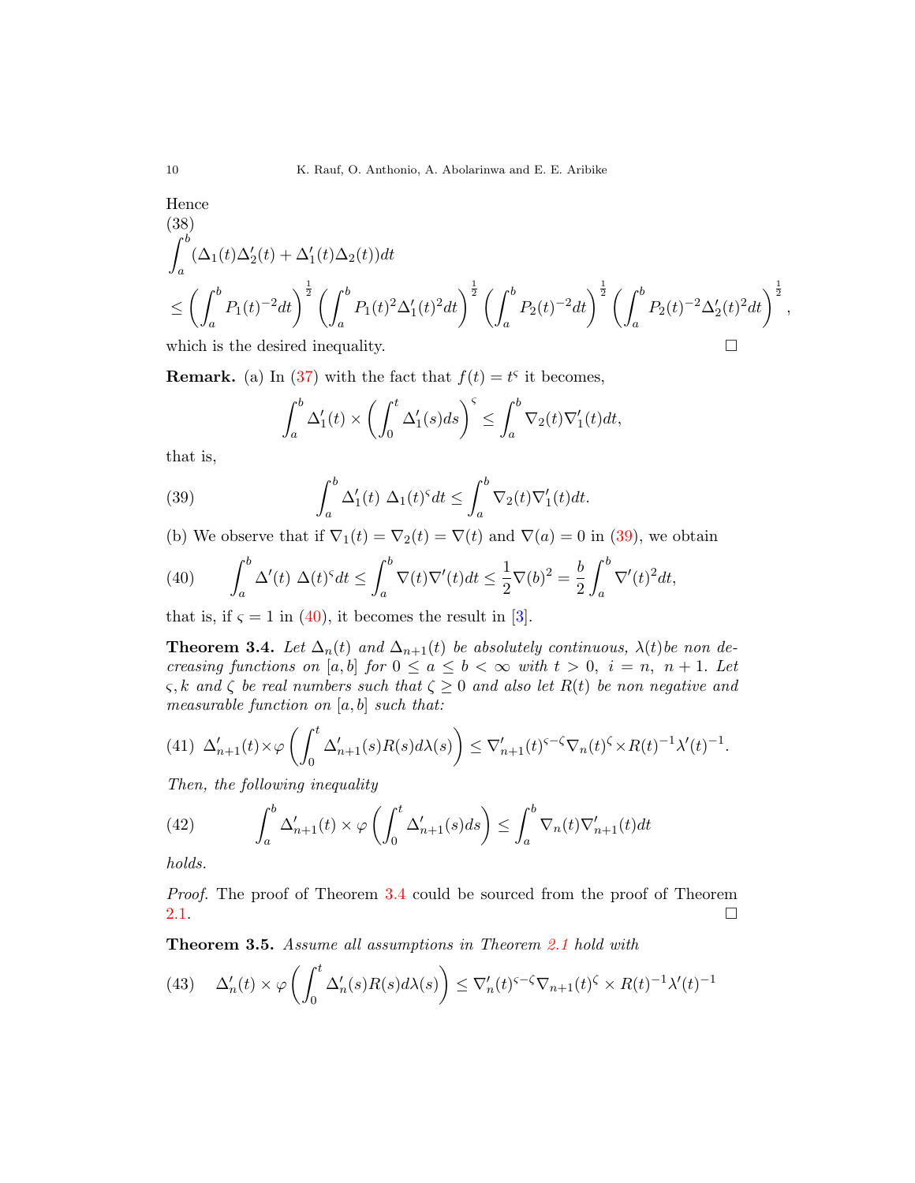Hence

$$
\begin{aligned}
&\int_a^b (\Delta_1(t)\Delta_2'(t) + \Delta_1'(t)\Delta_2(t))dt \\
&\leq \left(\int_a^b P_1(t)^{-2}dt\right)^{\frac{1}{2}} \left(\int_a^b P_1(t)^2\Delta_1'(t)^2dt\right)^{\frac{1}{2}} \left(\int_a^b P_2(t)^{-2}dt\right)^{\frac{1}{2}} \left(\int_a^b P_2(t)^{-2}\Delta_2'(t)^2dt\right)^{\frac{1}{2}},
\end{aligned} \tag{38}
$$

which is the desired inequality. □

**Remark.** (a) In (37) with the fact that $f(t) = t^{\varsigma}$ it becomes,

$$
\int_a^b \Delta_1'(t) \times \left(\int_0^t \Delta_1'(s)ds\right)^{\varsigma} \leq \int_a^b \nabla_2(t)\nabla_1'(t)dt,
$$

that is,

$$
\int_a^b \Delta_1'(t)\ \Delta_1(t)^{\varsigma}dt \leq \int_a^b \nabla_2(t)\nabla_1'(t)dt. \tag{39}
$$

(b) We observe that if $\nabla_1(t) = \nabla_2(t) = \nabla(t)$ and $\nabla(a) = 0$ in (39), we obtain

$$
\int_a^b \Delta'(t)\ \Delta(t)^{\varsigma}dt \leq \int_a^b \nabla(t)\nabla'(t)dt \leq \frac{1}{2}\nabla(b)^2 = \frac{b}{2}\int_a^b \nabla'(t)^2dt, \tag{40}
$$

that is, if $\varsigma = 1$ in (40), it becomes the result in [3].

**Theorem 3.4.** *Let $\Delta_n(t)$ and $\Delta_{n+1}(t)$ be absolutely continuous, $\lambda(t)$ be non decreasing functions on $[a, b]$ for $0 \leq a \leq b < \infty$ with $t > 0$, $i = n,\ n+1$. Let $\varsigma, k$ and $\zeta$ be real numbers such that $\zeta \geq 0$ and also let $R(t)$ be non negative and measurable function on $[a, b]$ such that:*

$$
\Delta_{n+1}'(t)\times\varphi\left(\int_0^t \Delta_{n+1}'(s)R(s)d\lambda(s)\right) \leq \nabla_{n+1}'(t)^{\varsigma-\zeta}\nabla_n(t)^{\zeta}\times R(t)^{-1}\lambda'(t)^{-1}. \tag{41}
$$

*Then, the following inequality*

$$
\int_a^b \Delta_{n+1}'(t) \times \varphi\left(\int_0^t \Delta_{n+1}'(s)ds\right) \leq \int_a^b \nabla_n(t)\nabla_{n+1}'(t)dt \tag{42}
$$

*holds.*

*Proof.* The proof of Theorem 3.4 could be sourced from the proof of Theorem 2.1. □

**Theorem 3.5.** *Assume all assumptions in Theorem 2.1 hold with*

$$
\Delta_n'(t) \times \varphi\left(\int_0^t \Delta_n'(s)R(s)d\lambda(s)\right) \leq \nabla_n'(t)^{\varsigma-\zeta}\nabla_{n+1}(t)^{\zeta} \times R(t)^{-1}\lambda'(t)^{-1} \tag{43}
$$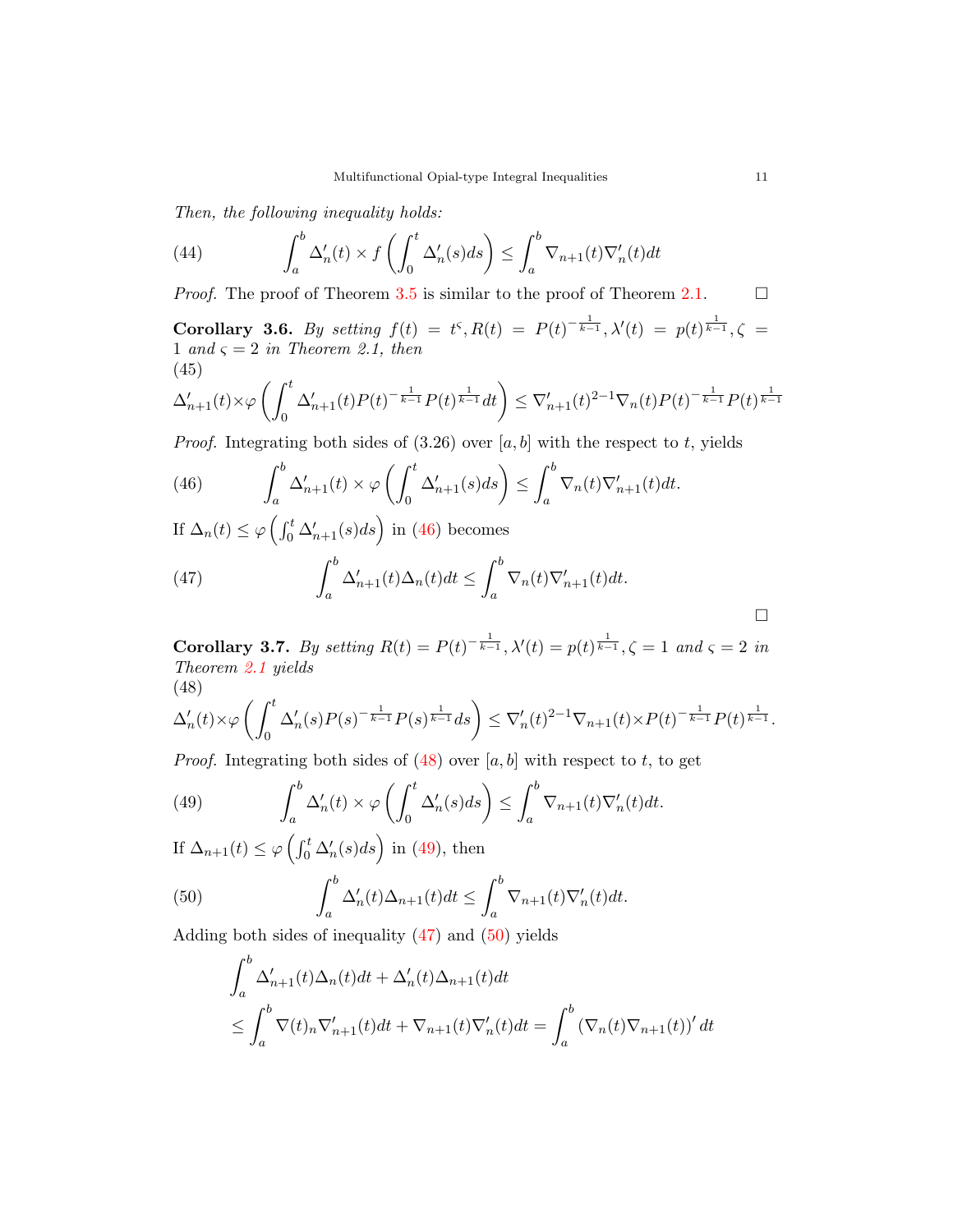*Then, the following inequality holds:*

$$\int_a^b \Delta_n'(t) \times f\left(\int_0^t \Delta_n'(s)ds\right) \leq \int_a^b \nabla_{n+1}(t)\nabla_n'(t)dt \tag{44}$$

*Proof.* The proof of Theorem 3.5 is similar to the proof of Theorem 2.1. $\square$

**Corollary 3.6.** *By setting $f(t) = t^{\varsigma}, R(t) = P(t)^{-\frac{1}{k-1}}, \lambda'(t) = p(t)^{\frac{1}{k-1}}, \zeta = 1$ and $\varsigma = 2$ in Theorem 2.1, then*

$$\Delta_{n+1}'(t) \times \varphi\left(\int_0^t \Delta_{n+1}'(t)P(t)^{-\frac{1}{k-1}}P(t)^{\frac{1}{k-1}}dt\right) \leq \nabla_{n+1}'(t)^{2-1}\nabla_n(t)P(t)^{-\frac{1}{k-1}}P(t)^{\frac{1}{k-1}} \tag{45}$$

*Proof.* Integrating both sides of (3.26) over $[a, b]$ with the respect to $t$, yields

$$\int_a^b \Delta_{n+1}'(t) \times \varphi\left(\int_0^t \Delta_{n+1}'(s)ds\right) \leq \int_a^b \nabla_n(t)\nabla_{n+1}'(t)dt. \tag{46}$$

If $\Delta_n(t) \leq \varphi\left(\int_0^t \Delta_{n+1}'(s)ds\right)$ in (46) becomes

$$\int_a^b \Delta_{n+1}'(t)\Delta_n(t)dt \leq \int_a^b \nabla_n(t)\nabla_{n+1}'(t)dt. \tag{47}$$

$\square$

**Corollary 3.7.** *By setting $R(t) = P(t)^{-\frac{1}{k-1}}, \lambda'(t) = p(t)^{\frac{1}{k-1}}, \zeta = 1$ and $\varsigma = 2$ in Theorem 2.1 yields*

$$\Delta_n'(t) \times \varphi\left(\int_0^t \Delta_n'(s)P(s)^{-\frac{1}{k-1}}P(s)^{\frac{1}{k-1}}ds\right) \leq \nabla_n'(t)^{2-1}\nabla_{n+1}(t) \times P(t)^{-\frac{1}{k-1}}P(t)^{\frac{1}{k-1}}. \tag{48}$$

*Proof.* Integrating both sides of (48) over $[a, b]$ with respect to $t$, to get

$$\int_a^b \Delta_n'(t) \times \varphi\left(\int_0^t \Delta_n'(s)ds\right) \leq \int_a^b \nabla_{n+1}(t)\nabla_n'(t)dt. \tag{49}$$

If $\Delta_{n+1}(t) \leq \varphi\left(\int_0^t \Delta_n'(s)ds\right)$ in (49), then

$$\int_a^b \Delta_n'(t)\Delta_{n+1}(t)dt \leq \int_a^b \nabla_{n+1}(t)\nabla_n'(t)dt. \tag{50}$$

Adding both sides of inequality (47) and (50) yields

$$\begin{aligned}
&\int_a^b \Delta_{n+1}'(t)\Delta_n(t)dt + \Delta_n'(t)\Delta_{n+1}(t)dt \\
&\leq \int_a^b \nabla(t)_n\nabla_{n+1}'(t)dt + \nabla_{n+1}(t)\nabla_n'(t)dt = \int_a^b \left(\nabla_n(t)\nabla_{n+1}(t)\right)' dt
\end{aligned}$$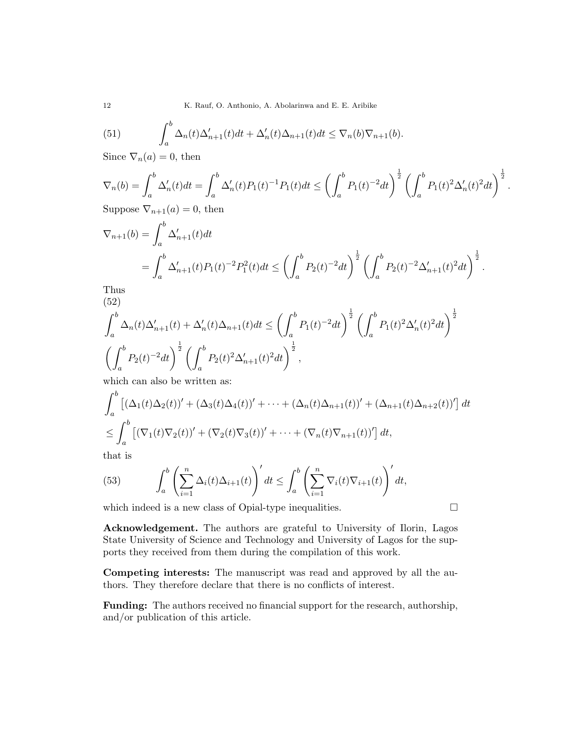$$\int_a^b \Delta_n(t)\Delta'_{n+1}(t)dt + \Delta'_n(t)\Delta_{n+1}(t)dt \leq \nabla_n(b)\nabla_{n+1}(b). \tag{51}$$

Since $\nabla_n(a) = 0$, then

$$\nabla_n(b) = \int_a^b \Delta'_n(t)dt = \int_a^b \Delta'_n(t)P_1(t)^{-1}P_1(t)dt \leq \left(\int_a^b P_1(t)^{-2}dt\right)^{\frac{1}{2}} \left(\int_a^b P_1(t)^2\Delta'_n(t)^2dt\right)^{\frac{1}{2}}.$$

Suppose $\nabla_{n+1}(a) = 0$, then

$$\begin{aligned}
\nabla_{n+1}(b) &= \int_a^b \Delta'_{n+1}(t)dt \\
&= \int_a^b \Delta'_{n+1}(t)P_1(t)^{-2}P_1^2(t)dt \leq \left(\int_a^b P_2(t)^{-2}dt\right)^{\frac{1}{2}} \left(\int_a^b P_2(t)^{-2}\Delta'_{n+1}(t)^2dt\right)^{\frac{1}{2}}.
\end{aligned}$$

Thus

$$\begin{aligned}
&\int_a^b \Delta_n(t)\Delta'_{n+1}(t) + \Delta'_n(t)\Delta_{n+1}(t)dt \leq \left(\int_a^b P_1(t)^{-2}dt\right)^{\frac{1}{2}} \left(\int_a^b P_1(t)^2\Delta'_n(t)^2dt\right)^{\frac{1}{2}} \\
&\left(\int_a^b P_2(t)^{-2}dt\right)^{\frac{1}{2}} \left(\int_a^b P_2(t)^2\Delta'_{n+1}(t)^2dt\right)^{\frac{1}{2}},
\end{aligned} \tag{52}$$

which can also be written as:

$$\begin{aligned}
&\int_a^b \left[(\Delta_1(t)\Delta_2(t))' + (\Delta_3(t)\Delta_4(t))' + \cdots + (\Delta_n(t)\Delta_{n+1}(t))' + (\Delta_{n+1}(t)\Delta_{n+2}(t))'\right] dt \\
&\leq \int_a^b \left[(\nabla_1(t)\nabla_2(t))' + (\nabla_2(t)\nabla_3(t))' + \cdots + (\nabla_n(t)\nabla_{n+1}(t))'\right] dt,
\end{aligned}$$

that is

$$\int_a^b \left(\sum_{i=1}^n \Delta_i(t)\Delta_{i+1}(t)\right)' dt \leq \int_a^b \left(\sum_{i=1}^n \nabla_i(t)\nabla_{i+1}(t)\right)' dt, \tag{53}$$

which indeed is a new class of Opial-type inequalities. □

**Acknowledgement.** The authors are grateful to University of Ilorin, Lagos State University of Science and Technology and University of Lagos for the supports they received from them during the compilation of this work.

**Competing interests:** The manuscript was read and approved by all the authors. They therefore declare that there is no conflicts of interest.

**Funding:** The authors received no financial support for the research, authorship, and/or publication of this article.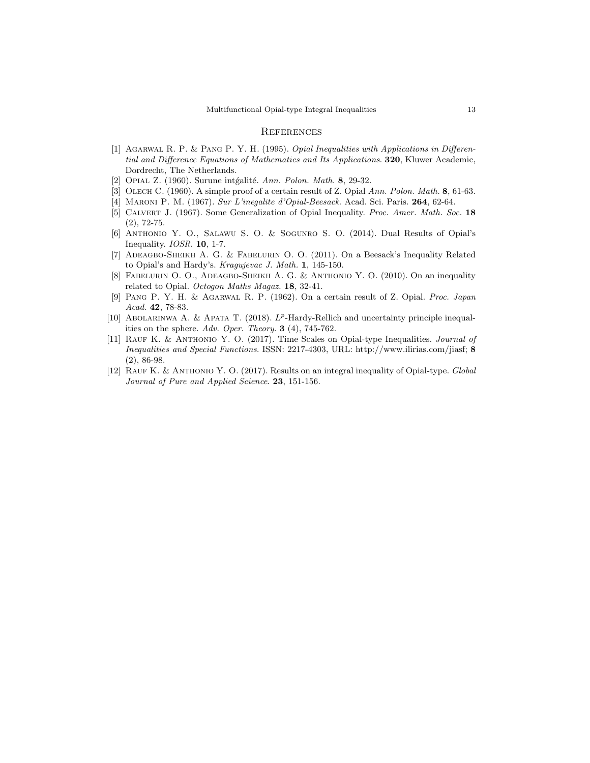## References

[1] Agarwal R. P. & Pang P. Y. H. (1995). *Opial Inequalities with Applications in Differential and Difference Equations of Mathematics and Its Applications.* **320**, Kluwer Academic, Dordrecht, The Netherlands.

[2] Opial Z. (1960). Surune intǵalité. *Ann. Polon. Math.* **8**, 29-32.

[3] Olech C. (1960). A simple proof of a certain result of Z. Opial *Ann. Polon. Math.* **8**, 61-63.

[4] Maroni P. M. (1967). *Sur L'inegalite d'Opial-Beesack.* Acad. Sci. Paris. **264**, 62-64.

[5] Calvert J. (1967). Some Generalization of Opial Inequality. *Proc. Amer. Math. Soc.* **18** (2), 72-75.

[6] Anthonio Y. O., Salawu S. O. & Sogunro S. O. (2014). Dual Results of Opial's Inequality. *IOSR.* **10**, 1-7.

[7] Adeagbo-Sheikh A. G. & Fabelurin O. O. (2011). On a Beesack's Inequality Related to Opial's and Hardy's. *Kragujevac J. Math.* **1**, 145-150.

[8] Fabelurin O. O., Adeagbo-Sheikh A. G. & Anthonio Y. O. (2010). On an inequality related to Opial. *Octogon Maths Magaz.* **18**, 32-41.

[9] Pang P. Y. H. & Agarwal R. P. (1962). On a certain result of Z. Opial. *Proc. Japan Acad.* **42**, 78-83.

[10] Abolarinwa A. & Apata T. (2018). $L^p$-Hardy-Rellich and uncertainty principle inequalities on the sphere. *Adv. Oper. Theory.* **3** (4), 745-762.

[11] Rauf K. & Anthonio Y. O. (2017). Time Scales on Opial-type Inequalities. *Journal of Inequalities and Special Functions.* ISSN: 2217-4303, URL: http://www.ilirias.com/jiasf; **8** (2), 86-98.

[12] Rauf K. & Anthonio Y. O. (2017). Results on an integral inequality of Opial-type. *Global Journal of Pure and Applied Science.* **23**, 151-156.